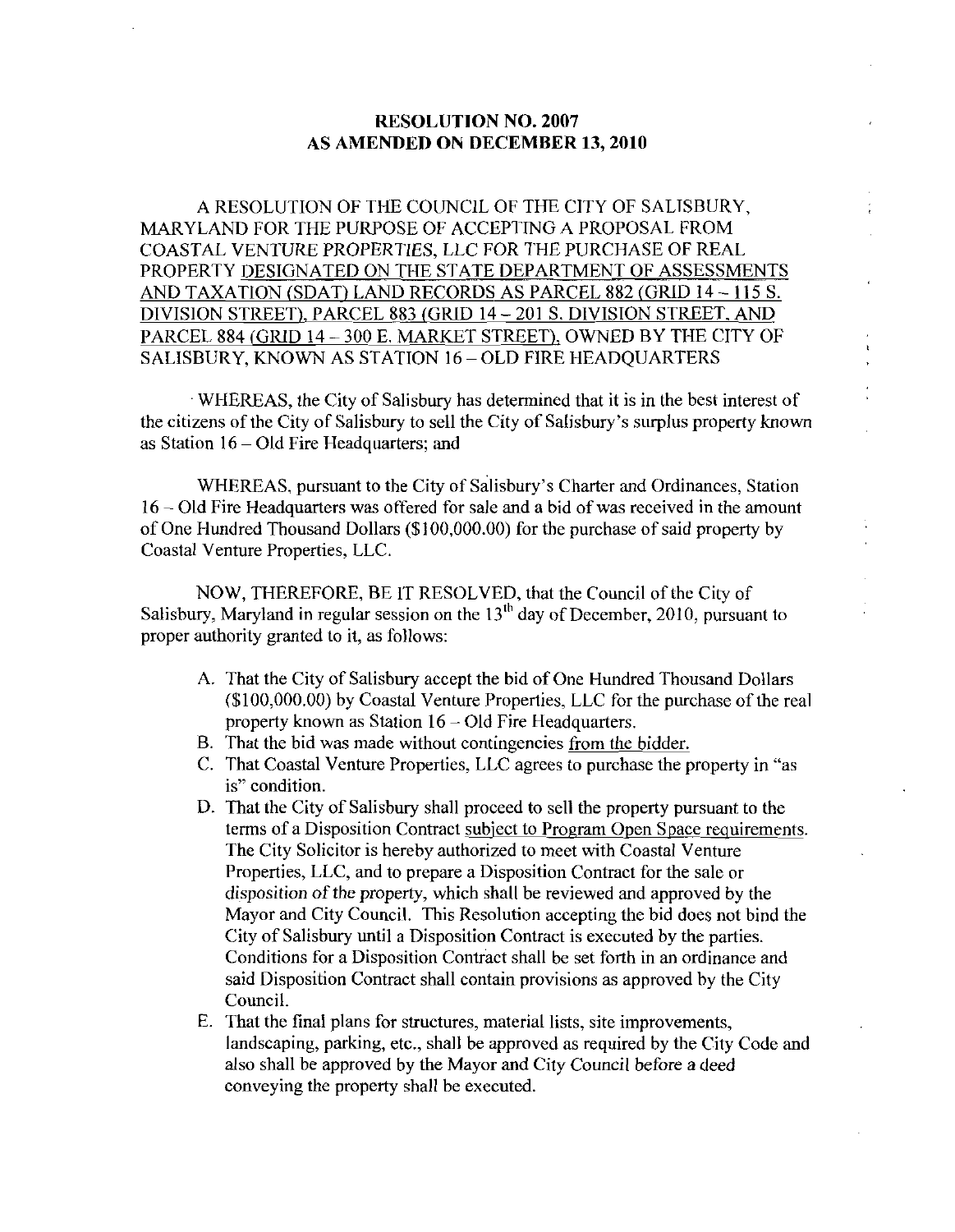# RESOLUTION NO. 2007
## AS AMENDED ON DECEMBER 13, 2010

A RESOLUTION OF THE COUNCIL OF THE CITY OF SALISBURY, MARYLAND FOR THE PURPOSE OF ACCEPTING A PROPOSAL FROM COASTAL VENTURE PROPERTIES, LLC FOR THE PURCHASE OF REAL PROPERTY DESIGNATED ON THE STATE DEPARTMENT OF ASSESSMENTS AND TAXATION (SDAT) LAND RECORDS AS PARCEL 882 (GRID 14 – 115 S. DIVISION STREET), PARCEL 883 (GRID 14 – 201 S. DIVISION STREET, AND PARCEL 884 (GRID 14 – 300 E. MARKET STREET), OWNED BY THE CITY OF SALISBURY, KNOWN AS STATION 16 – OLD FIRE HEADQUARTERS

WHEREAS, the City of Salisbury has determined that it is in the best interest of the citizens of the City of Salisbury to sell the City of Salisbury's surplus property known as Station 16 – Old Fire Headquarters; and

WHEREAS, pursuant to the City of Salisbury's Charter and Ordinances, Station 16 – Old Fire Headquarters was offered for sale and a bid of was received in the amount of One Hundred Thousand Dollars ($100,000.00) for the purchase of said property by Coastal Venture Properties, LLC.

NOW, THEREFORE, BE IT RESOLVED, that the Council of the City of Salisbury, Maryland in regular session on the 13th day of December, 2010, pursuant to proper authority granted to it, as follows:

A. That the City of Salisbury accept the bid of One Hundred Thousand Dollars ($100,000.00) by Coastal Venture Properties, LLC for the purchase of the real property known as Station 16 – Old Fire Headquarters.
B. That the bid was made without contingencies from the bidder.
C. That Coastal Venture Properties, LLC agrees to purchase the property in "as is" condition.
D. That the City of Salisbury shall proceed to sell the property pursuant to the terms of a Disposition Contract subject to Program Open Space requirements. The City Solicitor is hereby authorized to meet with Coastal Venture Properties, LLC, and to prepare a Disposition Contract for the sale or disposition of the property, which shall be reviewed and approved by the Mayor and City Council. This Resolution accepting the bid does not bind the City of Salisbury until a Disposition Contract is executed by the parties. Conditions for a Disposition Contract shall be set forth in an ordinance and said Disposition Contract shall contain provisions as approved by the City Council.
E. That the final plans for structures, material lists, site improvements, landscaping, parking, etc., shall be approved as required by the City Code and also shall be approved by the Mayor and City Council before a deed conveying the property shall be executed.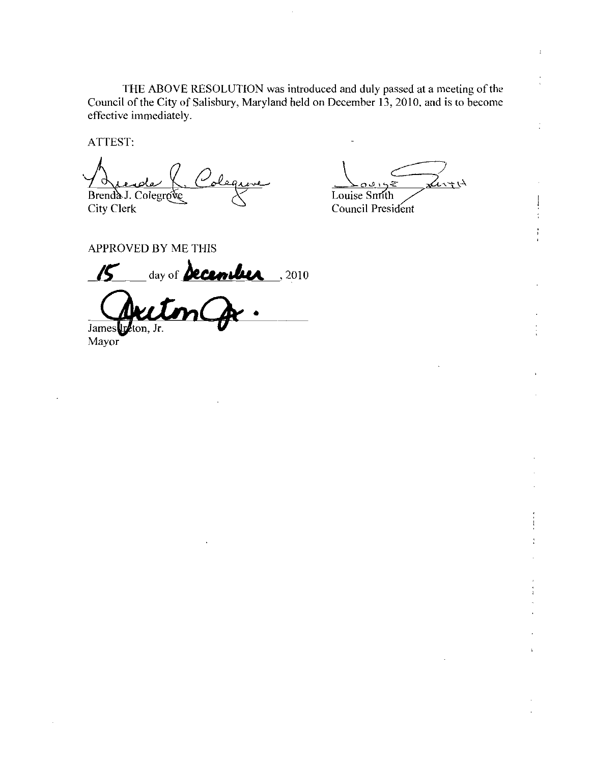THE ABOVE RESOLUTION was introduced and duly passed at a meeting of the Council of the City of Salisbury, Maryland held on December 13, 2010, and is to become effective immediately.

ATTEST:

Brenda J. Colegrove
City Clerk

Louise Smith
Council President

APPROVED BY ME THIS

15 day of December, 2010

James Ireton, Jr.
Mayor